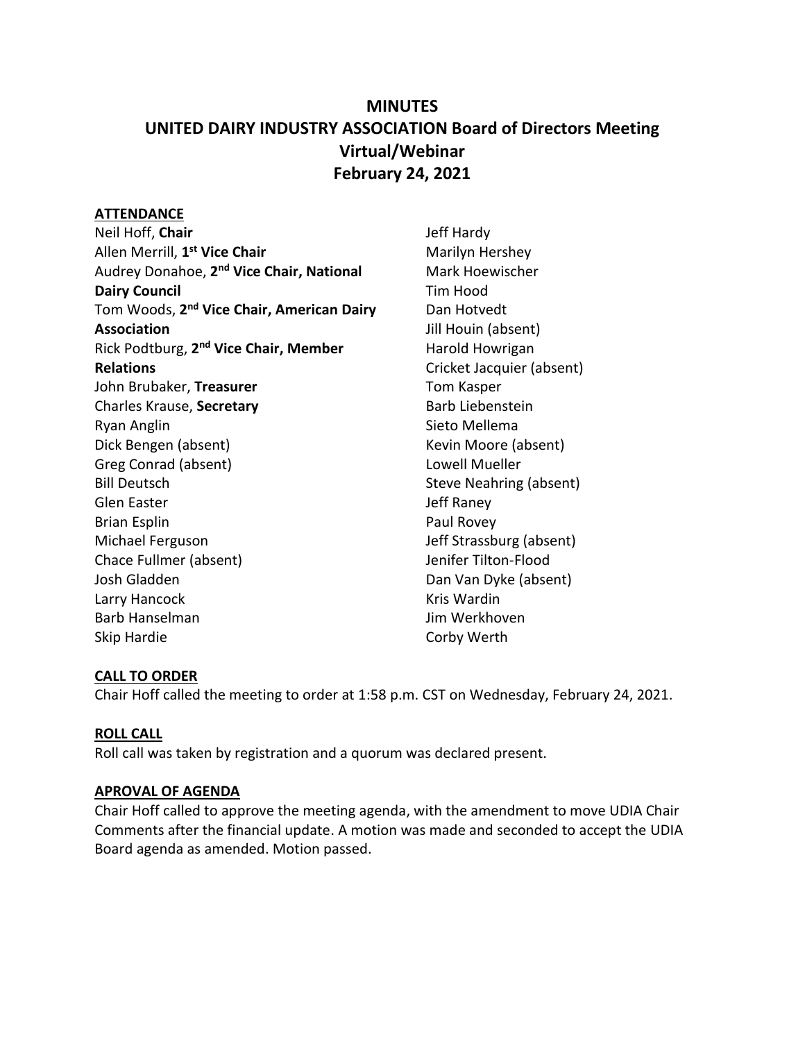# MINUTES

# UNITED DAIRY INDUSTRY ASSOCIATION Board of Directors Meeting

# Virtual/Webinar

# February 24, 2021

## ATTENDANCE

Neil Hoff, **Chair**
Allen Merrill, **1st Vice Chair**
Audrey Donahoe, **2nd Vice Chair, National Dairy Council**
Tom Woods, **2nd Vice Chair, American Dairy Association**
Rick Podtburg, **2nd Vice Chair, Member Relations**
John Brubaker, **Treasurer**
Charles Krause, **Secretary**
Ryan Anglin
Dick Bengen (absent)
Greg Conrad (absent)
Bill Deutsch
Glen Easter
Brian Esplin
Michael Ferguson
Chace Fullmer (absent)
Josh Gladden
Larry Hancock
Barb Hanselman
Skip Hardie
Jeff Hardy
Marilyn Hershey
Mark Hoewischer
Tim Hood
Dan Hotvedt
Jill Houin (absent)
Harold Howrigan
Cricket Jacquier (absent)
Tom Kasper
Barb Liebenstein
Sieto Mellema
Kevin Moore (absent)
Lowell Mueller
Steve Neahring (absent)
Jeff Raney
Paul Rovey
Jeff Strassburg (absent)
Jenifer Tilton-Flood
Dan Van Dyke (absent)
Kris Wardin
Jim Werkhoven
Corby Werth

## CALL TO ORDER

Chair Hoff called the meeting to order at 1:58 p.m. CST on Wednesday, February 24, 2021.

## ROLL CALL

Roll call was taken by registration and a quorum was declared present.

## APROVAL OF AGENDA

Chair Hoff called to approve the meeting agenda, with the amendment to move UDIA Chair Comments after the financial update. A motion was made and seconded to accept the UDIA Board agenda as amended. Motion passed.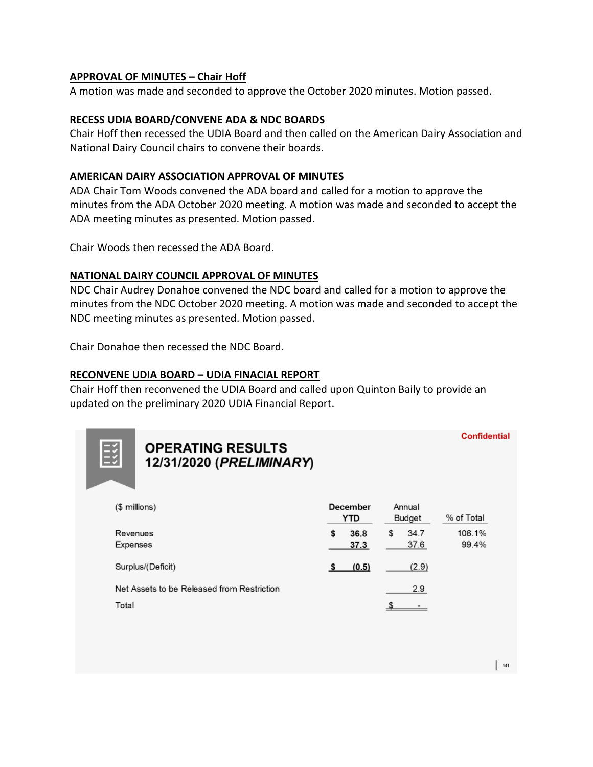**APPROVAL OF MINUTES – Chair Hoff**

A motion was made and seconded to approve the October 2020 minutes. Motion passed.

**RECESS UDIA BOARD/CONVENE ADA & NDC BOARDS**

Chair Hoff then recessed the UDIA Board and then called on the American Dairy Association and National Dairy Council chairs to convene their boards.

**AMERICAN DAIRY ASSOCIATION APPROVAL OF MINUTES**

ADA Chair Tom Woods convened the ADA board and called for a motion to approve the minutes from the ADA October 2020 meeting. A motion was made and seconded to accept the ADA meeting minutes as presented. Motion passed.

Chair Woods then recessed the ADA Board.

**NATIONAL DAIRY COUNCIL APPROVAL OF MINUTES**

NDC Chair Audrey Donahoe convened the NDC board and called for a motion to approve the minutes from the NDC October 2020 meeting. A motion was made and seconded to accept the NDC meeting minutes as presented. Motion passed.

Chair Donahoe then recessed the NDC Board.

**RECONVENE UDIA BOARD – UDIA FINACIAL REPORT**

Chair Hoff then reconvened the UDIA Board and called upon Quinton Baily to provide an updated on the preliminary 2020 UDIA Financial Report.

**OPERATING RESULTS 12/31/2020 (*PRELIMINARY*)**

Confidential

| ($ millions) | December YTD | Annual Budget | % of Total |
|---|---|---|---|
| Revenues | $ 36.8 | $ 34.7 | 106.1% |
| Expenses | 37.3 | 37.6 | 99.4% |
| Surplus/(Deficit) | $ (0.5) | (2.9) | |
| Net Assets to be Released from Restriction | | 2.9 | |
| Total | | $ - | |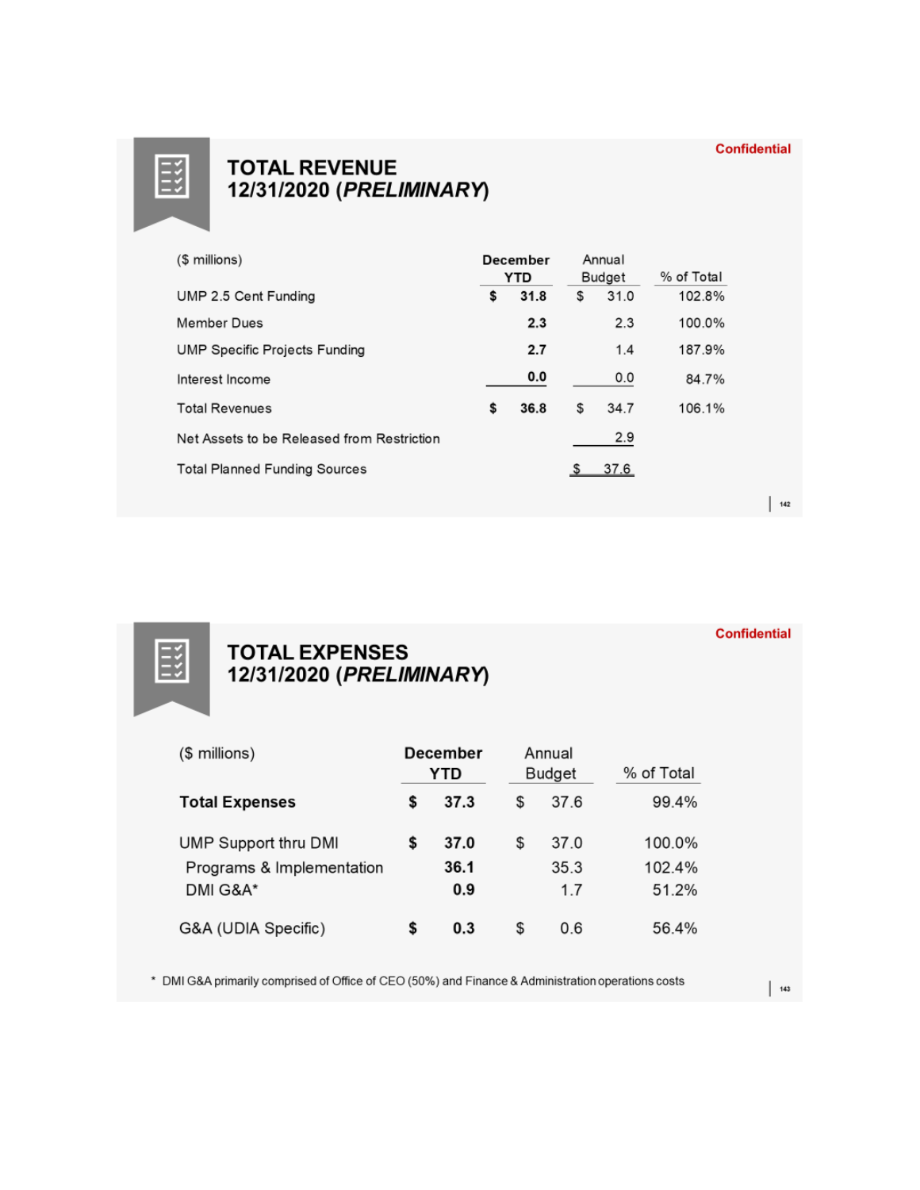Confidential

# TOTAL REVENUE 12/31/2020 (*PRELIMINARY*)

| ($ millions) | December YTD | Annual Budget | % of Total |
|---|---|---|---|
| UMP 2.5 Cent Funding | **$ 31.8** | $ 31.0 | 102.8% |
| Member Dues | **2.3** | 2.3 | 100.0% |
| UMP Specific Projects Funding | **2.7** | 1.4 | 187.9% |
| Interest Income | **0.0** | 0.0 | 84.7% |
| Total Revenues | **$ 36.8** | $ 34.7 | 106.1% |
| Net Assets to be Released from Restriction | | 2.9 | |
| Total Planned Funding Sources | | $ 37.6 | |

Confidential

# TOTAL EXPENSES 12/31/2020 (*PRELIMINARY*)

| ($ millions) | December YTD | Annual Budget | % of Total |
|---|---|---|---|
| **Total Expenses** | **$ 37.3** | $ 37.6 | 99.4% |
| UMP Support thru DMI | **$ 37.0** | $ 37.0 | 100.0% |
| Programs & Implementation | **36.1** | 35.3 | 102.4% |
| DMI G&A* | **0.9** | 1.7 | 51.2% |
| G&A (UDIA Specific) | **$ 0.3** | $ 0.6 | 56.4% |

* DMI G&A primarily comprised of Office of CEO (50%) and Finance & Administration operations costs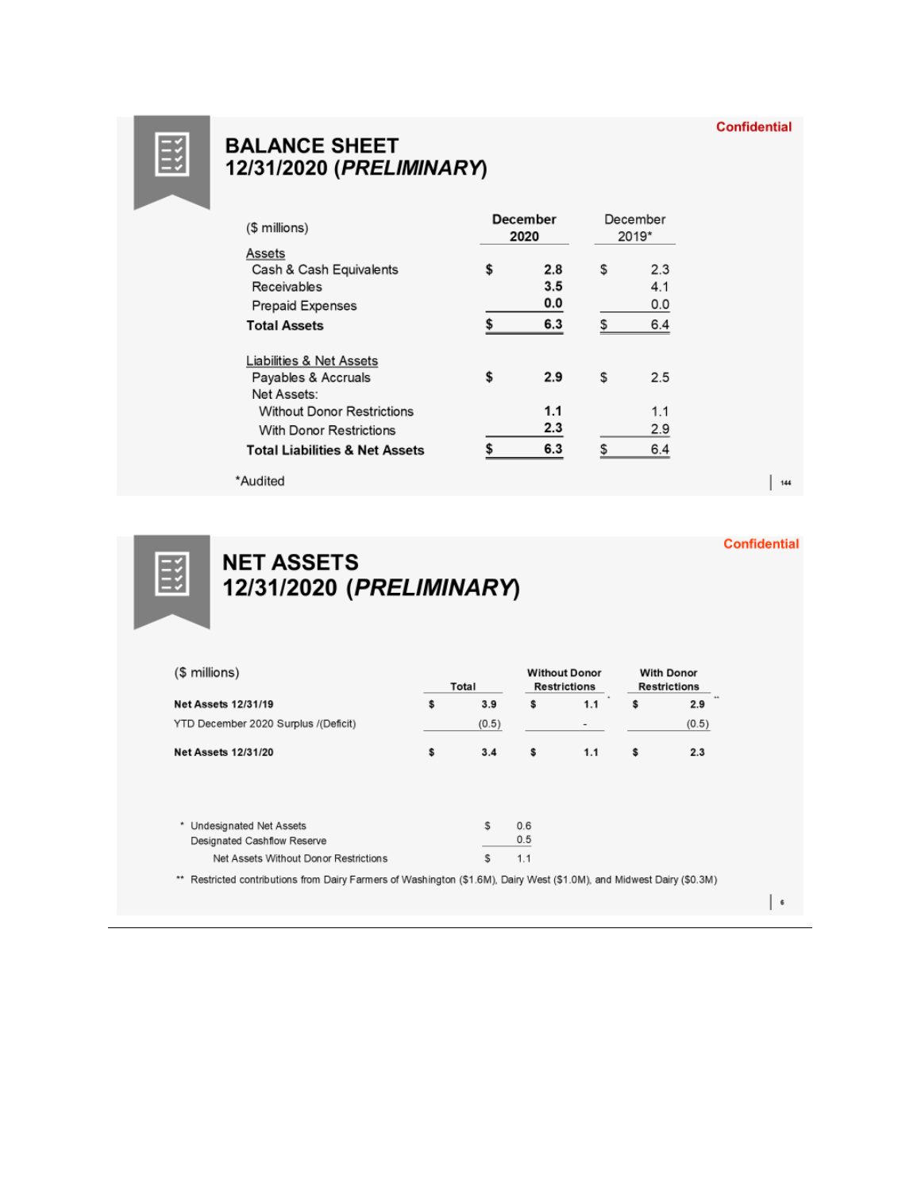Confidential

# BALANCE SHEET
# 12/31/2020 (*PRELIMINARY*)

| ($ millions) | December 2020 | December 2019* |
|---|---|---|
| Assets | | |
| Cash & Cash Equivalents | $ 2.8 | $ 2.3 |
| Receivables | 3.5 | 4.1 |
| Prepaid Expenses | 0.0 | 0.0 |
| **Total Assets** | **$ 6.3** | $ 6.4 |
| | | |
| Liabilities & Net Assets | | |
| Payables & Accruals | $ 2.9 | $ 2.5 |
| Net Assets: | | |
| Without Donor Restrictions | 1.1 | 1.1 |
| With Donor Restrictions | 2.3 | 2.9 |
| **Total Liabilities & Net Assets** | **$ 6.3** | $ 6.4 |

*Audited

Confidential

# NET ASSETS
# 12/31/2020 (*PRELIMINARY*)

| ($ millions) | Total | Without Donor Restrictions | With Donor Restrictions |
|---|---|---|---|
| **Net Assets 12/31/19** | $ 3.9 | $ 1.1 * | $ 2.9 ** |
| YTD December 2020 Surplus /(Deficit) | (0.5) | - | (0.5) |
| **Net Assets 12/31/20** | $ 3.4 | $ 1.1 | $ 2.3 |

| | |
|---|---|
| * Undesignated Net Assets | $ 0.6 |
| Designated Cashflow Reserve | 0.5 |
| Net Assets Without Donor Restrictions | $ 1.1 |

** Restricted contributions from Dairy Farmers of Washington ($1.6M), Dairy West ($1.0M), and Midwest Dairy ($0.3M)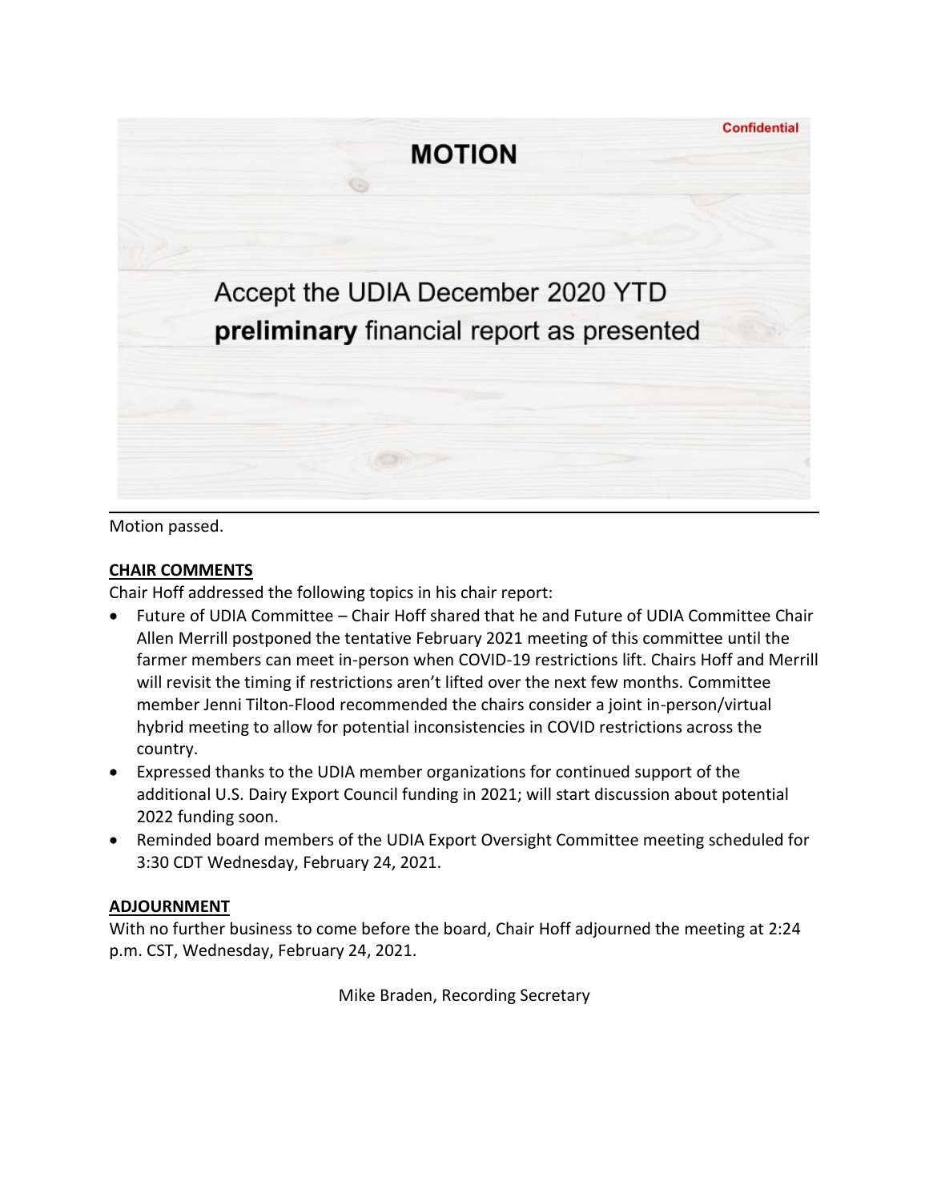Confidential

**MOTION**

Accept the UDIA December 2020 YTD **preliminary** financial report as presented

---

Motion passed.

**CHAIR COMMENTS**

Chair Hoff addressed the following topics in his chair report:

- Future of UDIA Committee – Chair Hoff shared that he and Future of UDIA Committee Chair Allen Merrill postponed the tentative February 2021 meeting of this committee until the farmer members can meet in-person when COVID-19 restrictions lift. Chairs Hoff and Merrill will revisit the timing if restrictions aren't lifted over the next few months. Committee member Jenni Tilton-Flood recommended the chairs consider a joint in-person/virtual hybrid meeting to allow for potential inconsistencies in COVID restrictions across the country.
- Expressed thanks to the UDIA member organizations for continued support of the additional U.S. Dairy Export Council funding in 2021; will start discussion about potential 2022 funding soon.
- Reminded board members of the UDIA Export Oversight Committee meeting scheduled for 3:30 CDT Wednesday, February 24, 2021.

**ADJOURNMENT**

With no further business to come before the board, Chair Hoff adjourned the meeting at 2:24 p.m. CST, Wednesday, February 24, 2021.

Mike Braden, Recording Secretary